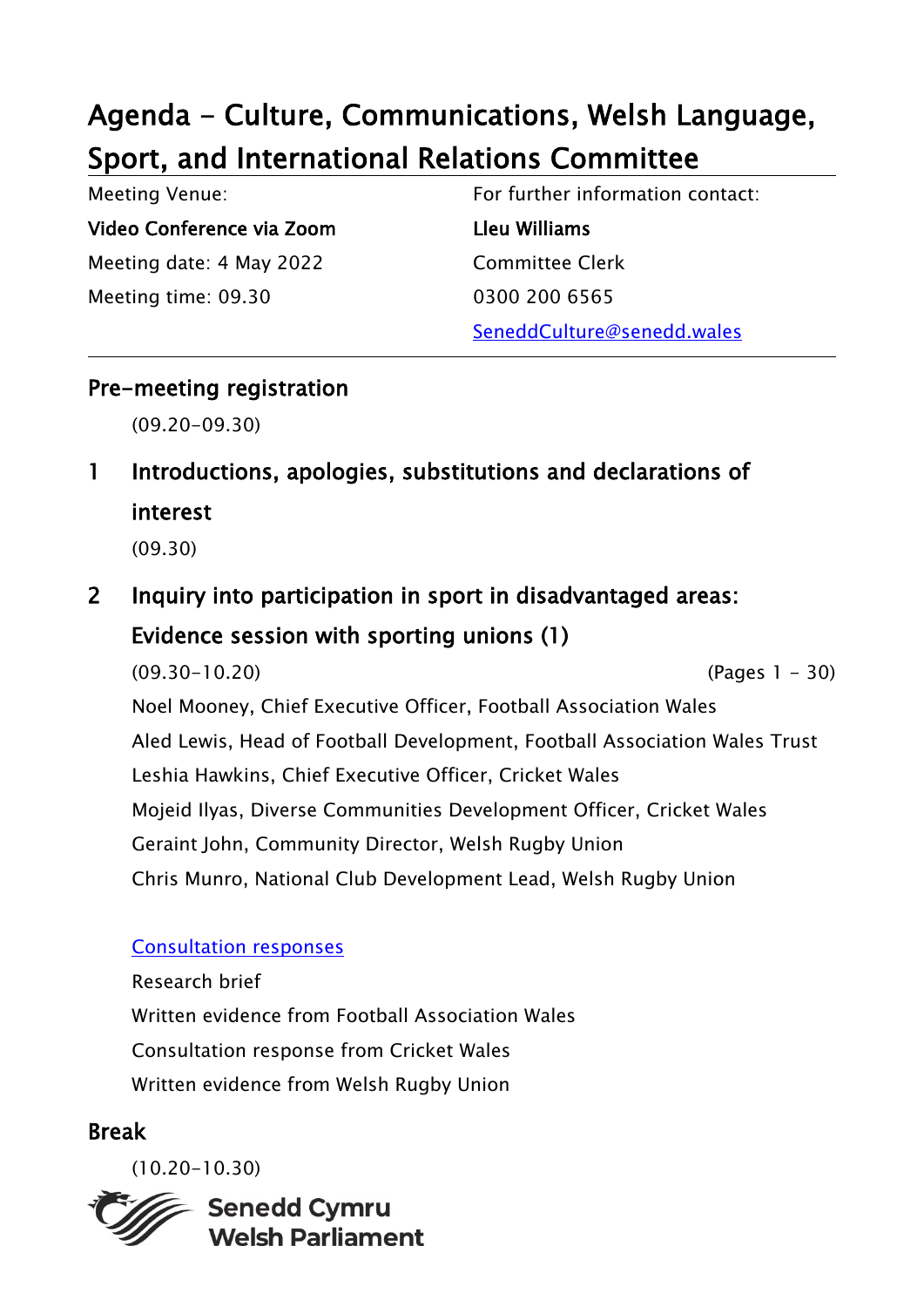# Agenda - Culture, Communications, Welsh Language, Sport, and International Relations Committee

Meeting Venue:

**Video Conference via Zoom**

Meeting date: 4 May 2022

Meeting time: 09.30

For further information contact:

**Lleu Williams**

Committee Clerk

0300 200 6565

SeneddCulture@senedd.wales

---

## Pre-meeting registration

(09.20-09.30)

## 1 Introductions, apologies, substitutions and declarations of interest

(09.30)

## 2 Inquiry into participation in sport in disadvantaged areas: Evidence session with sporting unions (1)

(09.30-10.20) (Pages 1 - 30)

Noel Mooney, Chief Executive Officer, Football Association Wales

Aled Lewis, Head of Football Development, Football Association Wales Trust

Leshia Hawkins, Chief Executive Officer, Cricket Wales

Mojeid Ilyas, Diverse Communities Development Officer, Cricket Wales

Geraint John, Community Director, Welsh Rugby Union

Chris Munro, National Club Development Lead, Welsh Rugby Union

Consultation responses

Research brief

Written evidence from Football Association Wales

Consultation response from Cricket Wales

Written evidence from Welsh Rugby Union

## Break

(10.20-10.30)

Senedd Cymru
Welsh Parliament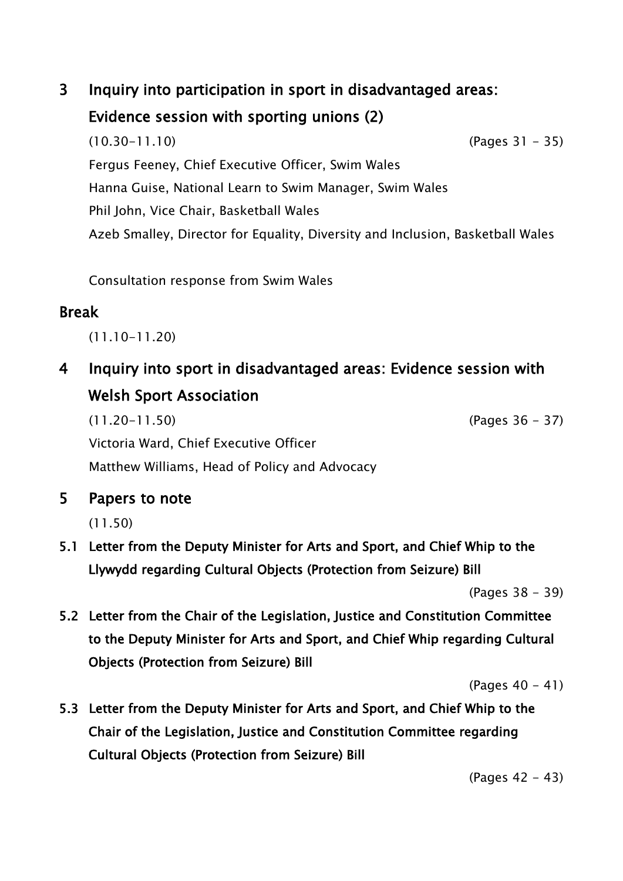## 3 Inquiry into participation in sport in disadvantaged areas: Evidence session with sporting unions (2)

(10.30-11.10) (Pages 31 - 35)

Fergus Feeney, Chief Executive Officer, Swim Wales

Hanna Guise, National Learn to Swim Manager, Swim Wales

Phil John, Vice Chair, Basketball Wales

Azeb Smalley, Director for Equality, Diversity and Inclusion, Basketball Wales

Consultation response from Swim Wales

## Break

(11.10-11.20)

## 4 Inquiry into sport in disadvantaged areas: Evidence session with Welsh Sport Association

(11.20-11.50) (Pages 36 - 37)

Victoria Ward, Chief Executive Officer

Matthew Williams, Head of Policy and Advocacy

## 5 Papers to note

(11.50)

### 5.1 Letter from the Deputy Minister for Arts and Sport, and Chief Whip to the Llywydd regarding Cultural Objects (Protection from Seizure) Bill

(Pages 38 - 39)

### 5.2 Letter from the Chair of the Legislation, Justice and Constitution Committee to the Deputy Minister for Arts and Sport, and Chief Whip regarding Cultural Objects (Protection from Seizure) Bill

(Pages 40 - 41)

### 5.3 Letter from the Deputy Minister for Arts and Sport, and Chief Whip to the Chair of the Legislation, Justice and Constitution Committee regarding Cultural Objects (Protection from Seizure) Bill

(Pages 42 - 43)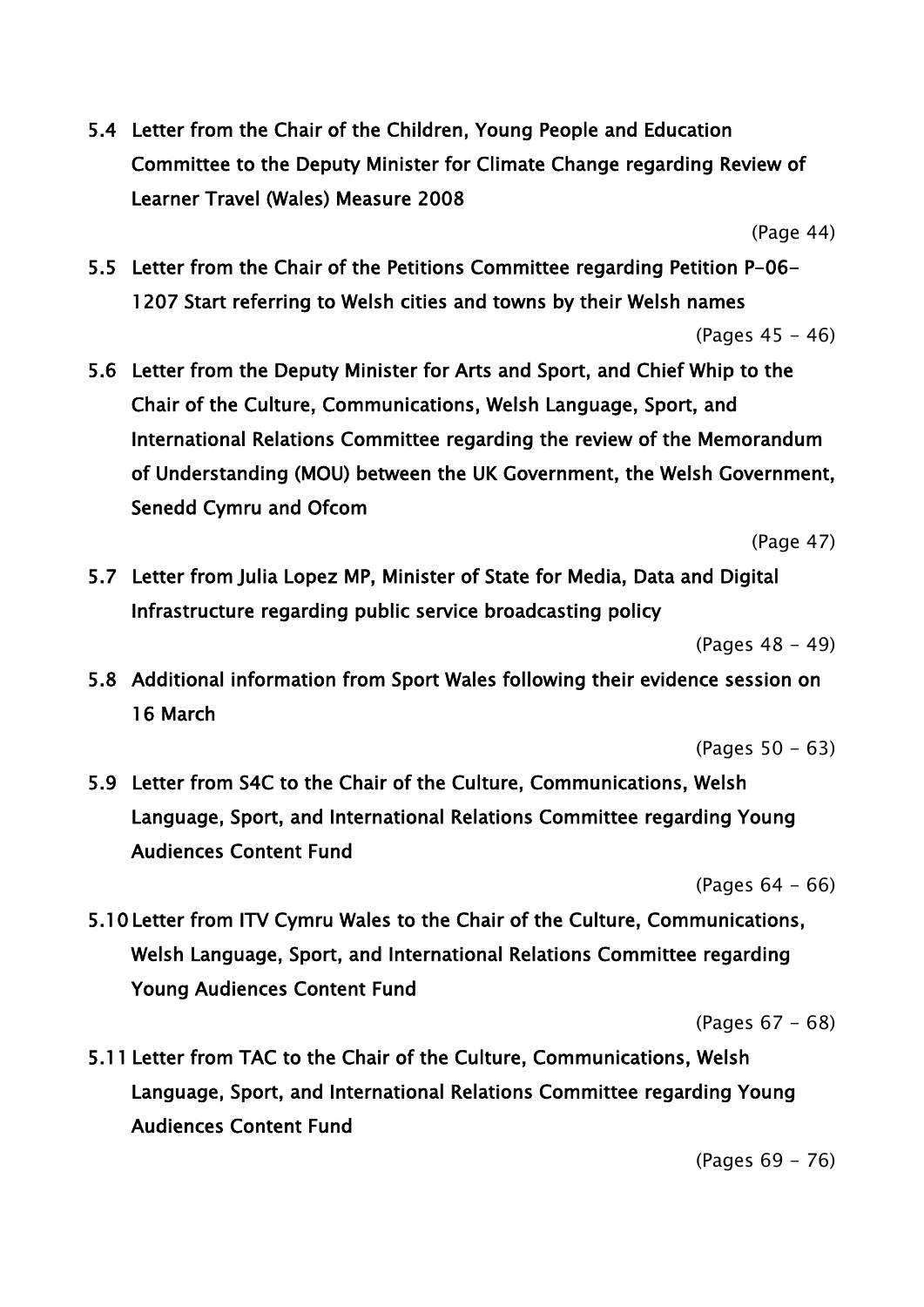**5.4 Letter from the Chair of the Children, Young People and Education Committee to the Deputy Minister for Climate Change regarding Review of Learner Travel (Wales) Measure 2008**

(Page 44)

**5.5 Letter from the Chair of the Petitions Committee regarding Petition P-06-1207 Start referring to Welsh cities and towns by their Welsh names**

(Pages 45 - 46)

**5.6 Letter from the Deputy Minister for Arts and Sport, and Chief Whip to the Chair of the Culture, Communications, Welsh Language, Sport, and International Relations Committee regarding the review of the Memorandum of Understanding (MOU) between the UK Government, the Welsh Government, Senedd Cymru and Ofcom**

(Page 47)

**5.7 Letter from Julia Lopez MP, Minister of State for Media, Data and Digital Infrastructure regarding public service broadcasting policy**

(Pages 48 - 49)

**5.8 Additional information from Sport Wales following their evidence session on 16 March**

(Pages 50 - 63)

**5.9 Letter from S4C to the Chair of the Culture, Communications, Welsh Language, Sport, and International Relations Committee regarding Young Audiences Content Fund**

(Pages 64 - 66)

**5.10 Letter from ITV Cymru Wales to the Chair of the Culture, Communications, Welsh Language, Sport, and International Relations Committee regarding Young Audiences Content Fund**

(Pages 67 - 68)

**5.11 Letter from TAC to the Chair of the Culture, Communications, Welsh Language, Sport, and International Relations Committee regarding Young Audiences Content Fund**

(Pages 69 - 76)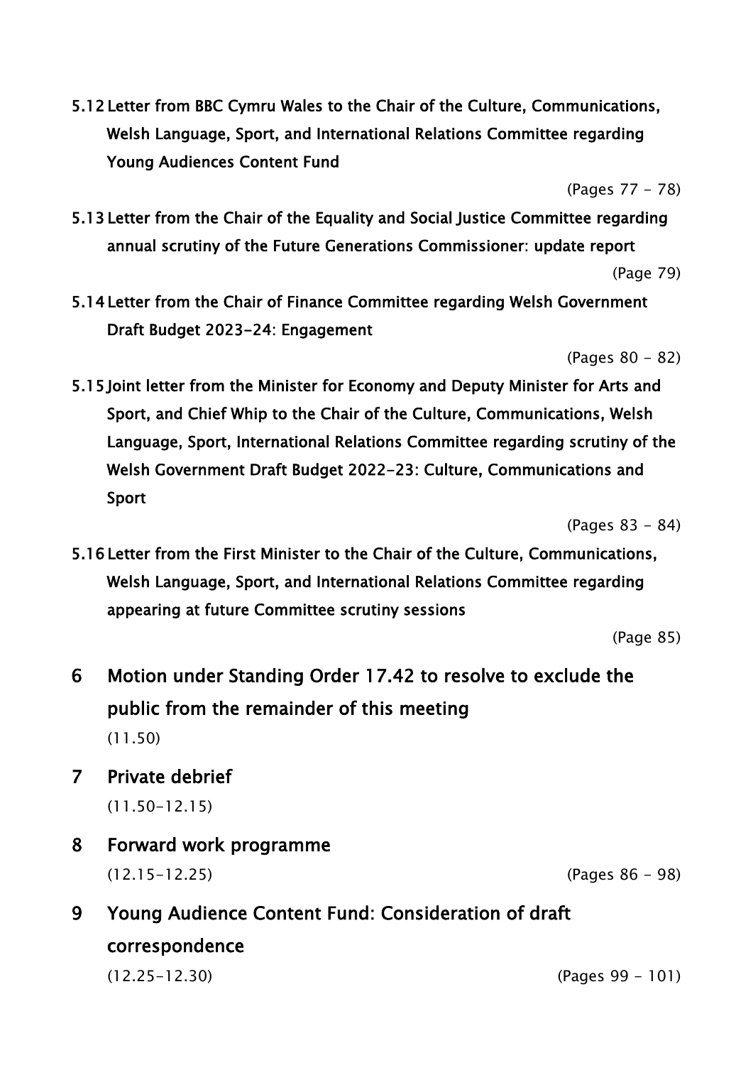**5.12 Letter from BBC Cymru Wales to the Chair of the Culture, Communications, Welsh Language, Sport, and International Relations Committee regarding Young Audiences Content Fund**

(Pages 77 - 78)

**5.13 Letter from the Chair of the Equality and Social Justice Committee regarding annual scrutiny of the Future Generations Commissioner: update report**

(Page 79)

**5.14 Letter from the Chair of Finance Committee regarding Welsh Government Draft Budget 2023-24: Engagement**

(Pages 80 - 82)

**5.15 Joint letter from the Minister for Economy and Deputy Minister for Arts and Sport, and Chief Whip to the Chair of the Culture, Communications, Welsh Language, Sport, International Relations Committee regarding scrutiny of the Welsh Government Draft Budget 2022-23: Culture, Communications and Sport**

(Pages 83 - 84)

**5.16 Letter from the First Minister to the Chair of the Culture, Communications, Welsh Language, Sport, and International Relations Committee regarding appearing at future Committee scrutiny sessions**

(Page 85)

## 6 Motion under Standing Order 17.42 to resolve to exclude the public from the remainder of this meeting

(11.50)

## 7 Private debrief

(11.50-12.15)

## 8 Forward work programme

(12.15-12.25) (Pages 86 - 98)

## 9 Young Audience Content Fund: Consideration of draft correspondence

(12.25-12.30) (Pages 99 - 101)